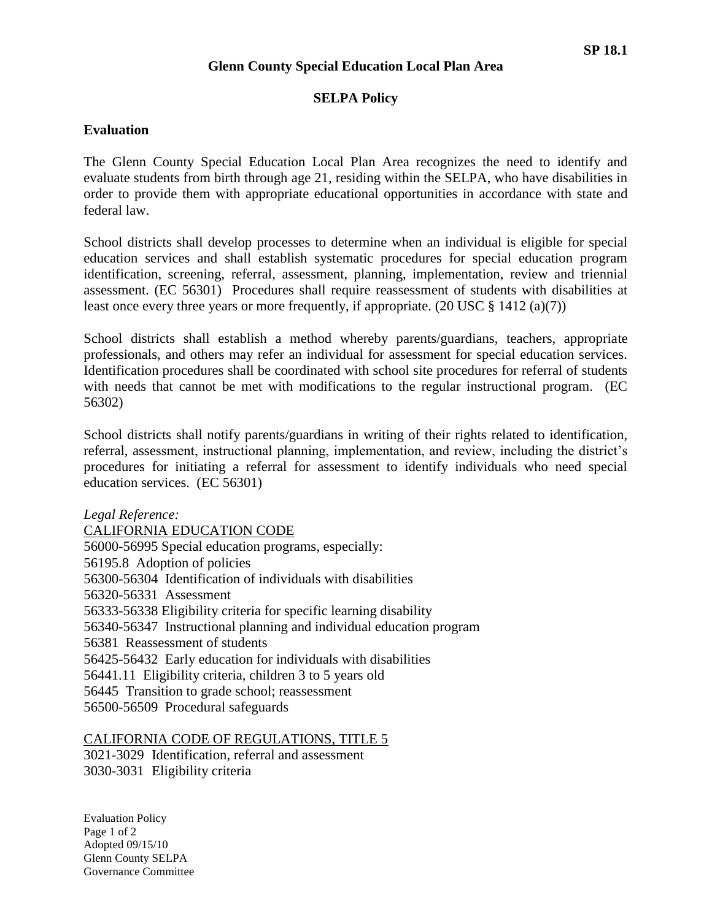SP 18.1

# Glenn County Special Education Local Plan Area

## SELPA Policy

### Evaluation

The Glenn County Special Education Local Plan Area recognizes the need to identify and evaluate students from birth through age 21, residing within the SELPA, who have disabilities in order to provide them with appropriate educational opportunities in accordance with state and federal law.

School districts shall develop processes to determine when an individual is eligible for special education services and shall establish systematic procedures for special education program identification, screening, referral, assessment, planning, implementation, review and triennial assessment. (EC 56301) Procedures shall require reassessment of students with disabilities at least once every three years or more frequently, if appropriate. (20 USC § 1412 (a)(7))

School districts shall establish a method whereby parents/guardians, teachers, appropriate professionals, and others may refer an individual for assessment for special education services. Identification procedures shall be coordinated with school site procedures for referral of students with needs that cannot be met with modifications to the regular instructional program. (EC 56302)

School districts shall notify parents/guardians in writing of their rights related to identification, referral, assessment, instructional planning, implementation, and review, including the district's procedures for initiating a referral for assessment to identify individuals who need special education services. (EC 56301)

*Legal Reference:*

<u>CALIFORNIA EDUCATION CODE</u>

56000-56995 Special education programs, especially:
56195.8 Adoption of policies
56300-56304 Identification of individuals with disabilities
56320-56331 Assessment
56333-56338 Eligibility criteria for specific learning disability
56340-56347 Instructional planning and individual education program
56381 Reassessment of students
56425-56432 Early education for individuals with disabilities
56441.11 Eligibility criteria, children 3 to 5 years old
56445 Transition to grade school; reassessment
56500-56509 Procedural safeguards

<u>CALIFORNIA CODE OF REGULATIONS, TITLE 5</u>

3021-3029 Identification, referral and assessment
3030-3031 Eligibility criteria

Evaluation Policy
Adopted 09/15/10
Glenn County SELPA
Governance Committee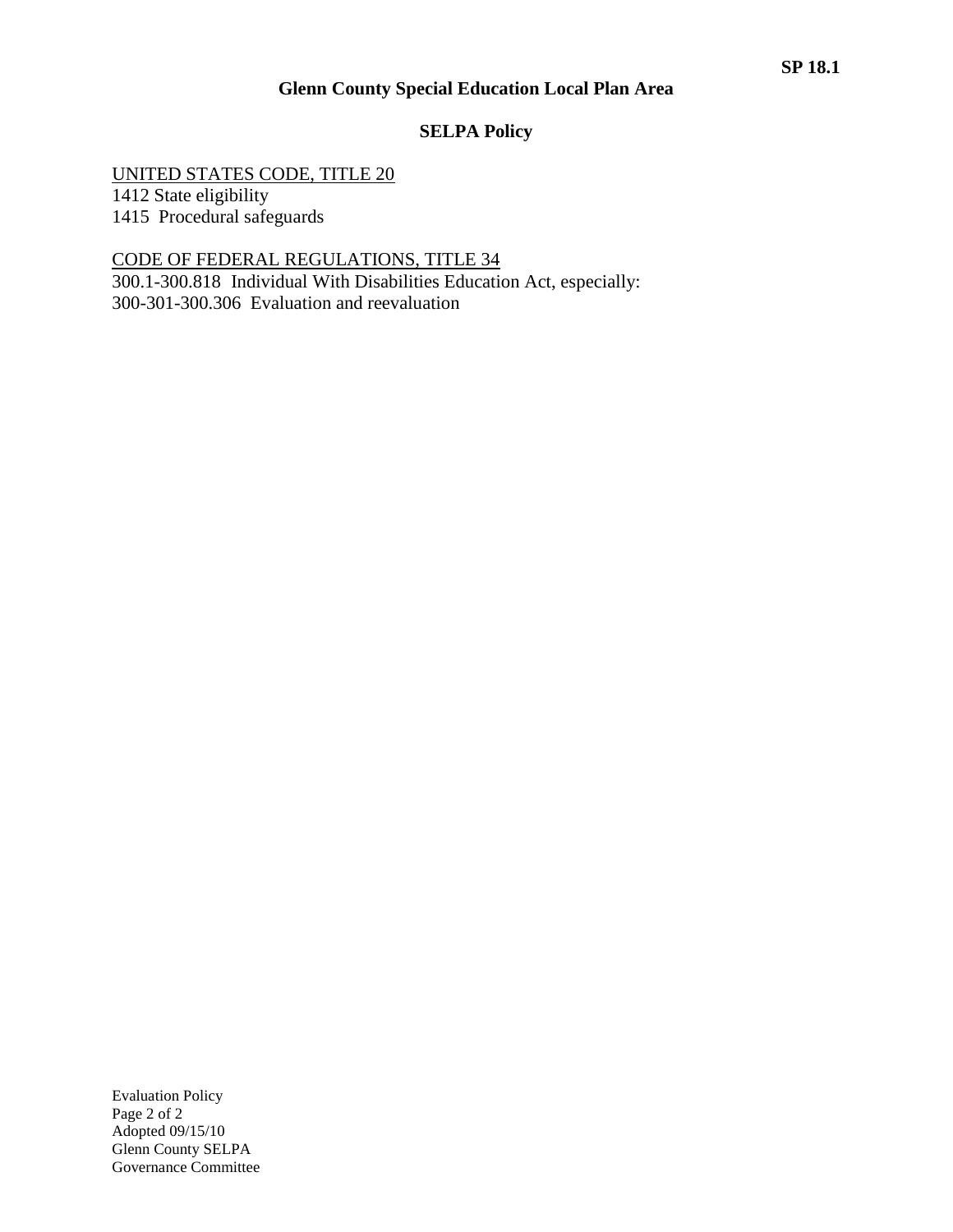UNITED STATES CODE, TITLE 20
1412 State eligibility
1415 Procedural safeguards

CODE OF FEDERAL REGULATIONS, TITLE 34
300.1-300.818 Individual With Disabilities Education Act, especially:
300-301-300.306 Evaluation and reevaluation